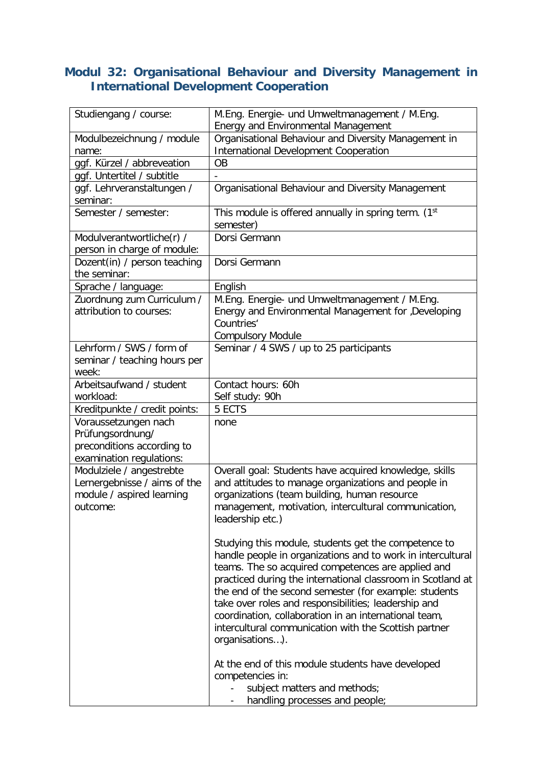## Modul 32: Organisational Behaviour and Diversity Management in International Development Cooperation

| | |
|---|---|
| Studiengang / course: | M.Eng. Energie- und Umweltmanagement / M.Eng. Energy and Environmental Management |
| Modulbezeichnung / module name: | Organisational Behaviour and Diversity Management in International Development Cooperation |
| ggf. Kürzel / abbreveation | OB |
| ggf. Untertitel / subtitle | - |
| ggf. Lehrveranstaltungen / seminar: | Organisational Behaviour and Diversity Management |
| Semester / semester: | This module is offered annually in spring term. (1st semester) |
| Modulverantwortliche(r) / person in charge of module: | Dorsi Germann |
| Dozent(in) / person teaching the seminar: | Dorsi Germann |
| Sprache / language: | English |
| Zuordnung zum Curriculum / attribution to courses: | M.Eng. Energie- und Umweltmanagement / M.Eng. Energy and Environmental Management for ‚Developing Countries' <br> Compulsory Module |
| Lehrform / SWS / form of seminar / teaching hours per week: | Seminar / 4 SWS / up to 25 participants |
| Arbeitsaufwand / student workload: | Contact hours: 60h <br> Self study: 90h |
| Kreditpunkte / credit points: | 5 ECTS |
| Voraussetzungen nach Prüfungsordnung/ preconditions according to examination regulations: | none |
| Modulziele / angestrebte Lernergebnisse / aims of the module / aspired learning outcome: | Overall goal: Students have acquired knowledge, skills and attitudes to manage organizations and people in organizations (team building, human resource management, motivation, intercultural communication, leadership etc.) <br><br> Studying this module, students get the competence to handle people in organizations and to work in intercultural teams. The so acquired competences are applied and practiced during the international classroom in Scotland at the end of the second semester (for example: students take over roles and responsibilities; leadership and coordination, collaboration in an international team, intercultural communication with the Scottish partner organisations…). <br><br> At the end of this module students have developed competencies in: <br> - subject matters and methods; <br> - handling processes and people; |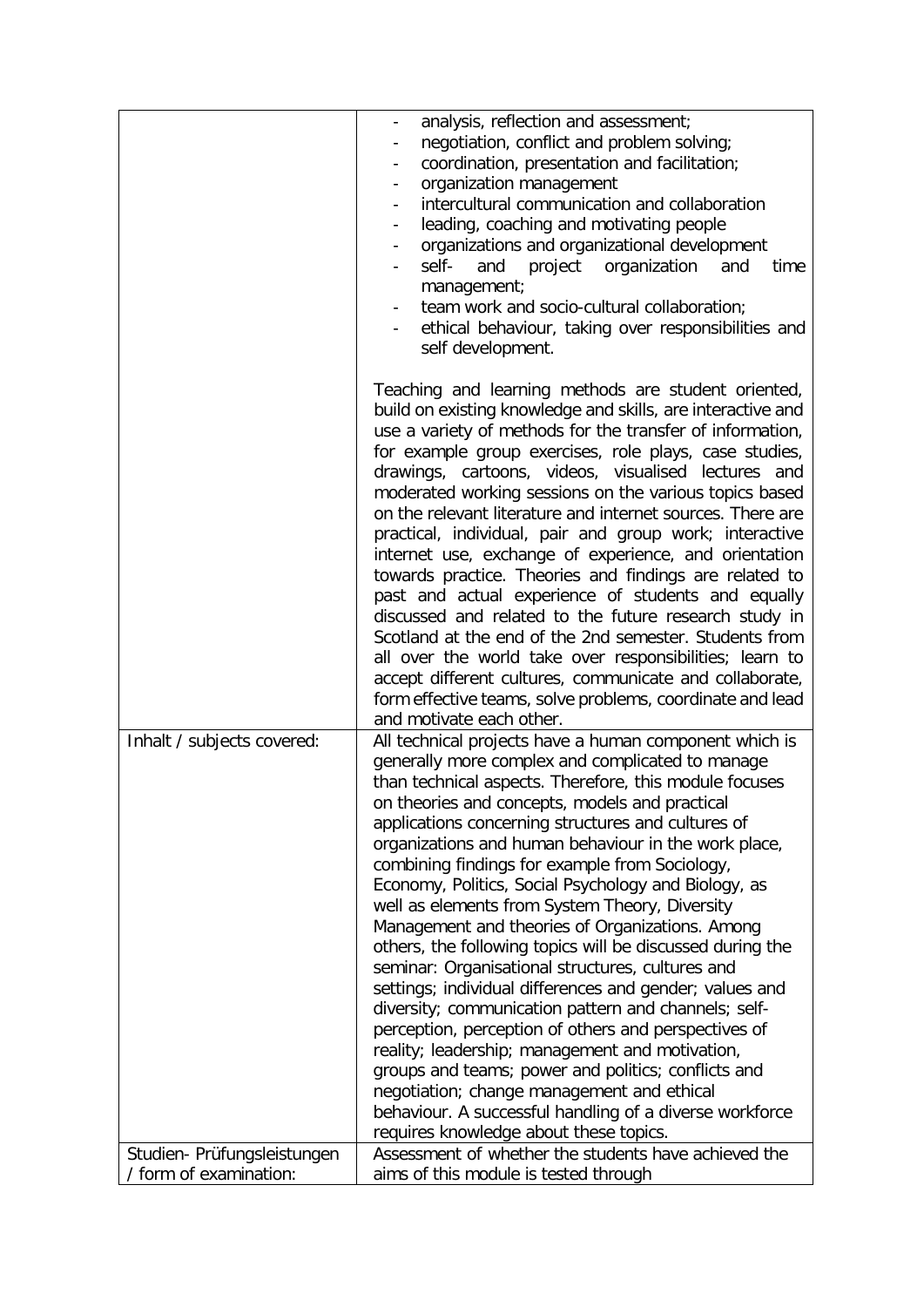| | |
|---|---|
| | - analysis, reflection and assessment;<br>- negotiation, conflict and problem solving;<br>- coordination, presentation and facilitation;<br>- organization management<br>- intercultural communication and collaboration<br>- leading, coaching and motivating people<br>- organizations and organizational development<br>- self- and project organization and time management;<br>- team work and socio-cultural collaboration;<br>- ethical behaviour, taking over responsibilities and self development.<br><br>Teaching and learning methods are student oriented, build on existing knowledge and skills, are interactive and use a variety of methods for the transfer of information, for example group exercises, role plays, case studies, drawings, cartoons, videos, visualised lectures and moderated working sessions on the various topics based on the relevant literature and internet sources. There are practical, individual, pair and group work; interactive internet use, exchange of experience, and orientation towards practice. Theories and findings are related to past and actual experience of students and equally discussed and related to the future research study in Scotland at the end of the 2nd semester. Students from all over the world take over responsibilities; learn to accept different cultures, communicate and collaborate, form effective teams, solve problems, coordinate and lead and motivate each other. |
| Inhalt / subjects covered: | All technical projects have a human component which is generally more complex and complicated to manage than technical aspects. Therefore, this module focuses on theories and concepts, models and practical applications concerning structures and cultures of organizations and human behaviour in the work place, combining findings for example from Sociology, Economy, Politics, Social Psychology and Biology, as well as elements from System Theory, Diversity Management and theories of Organizations. Among others, the following topics will be discussed during the seminar: Organisational structures, cultures and settings; individual differences and gender; values and diversity; communication pattern and channels; self-perception, perception of others and perspectives of reality; leadership; management and motivation, groups and teams; power and politics; conflicts and negotiation; change management and ethical behaviour. A successful handling of a diverse workforce requires knowledge about these topics. |
| Studien- Prüfungsleistungen / form of examination: | Assessment of whether the students have achieved the aims of this module is tested through |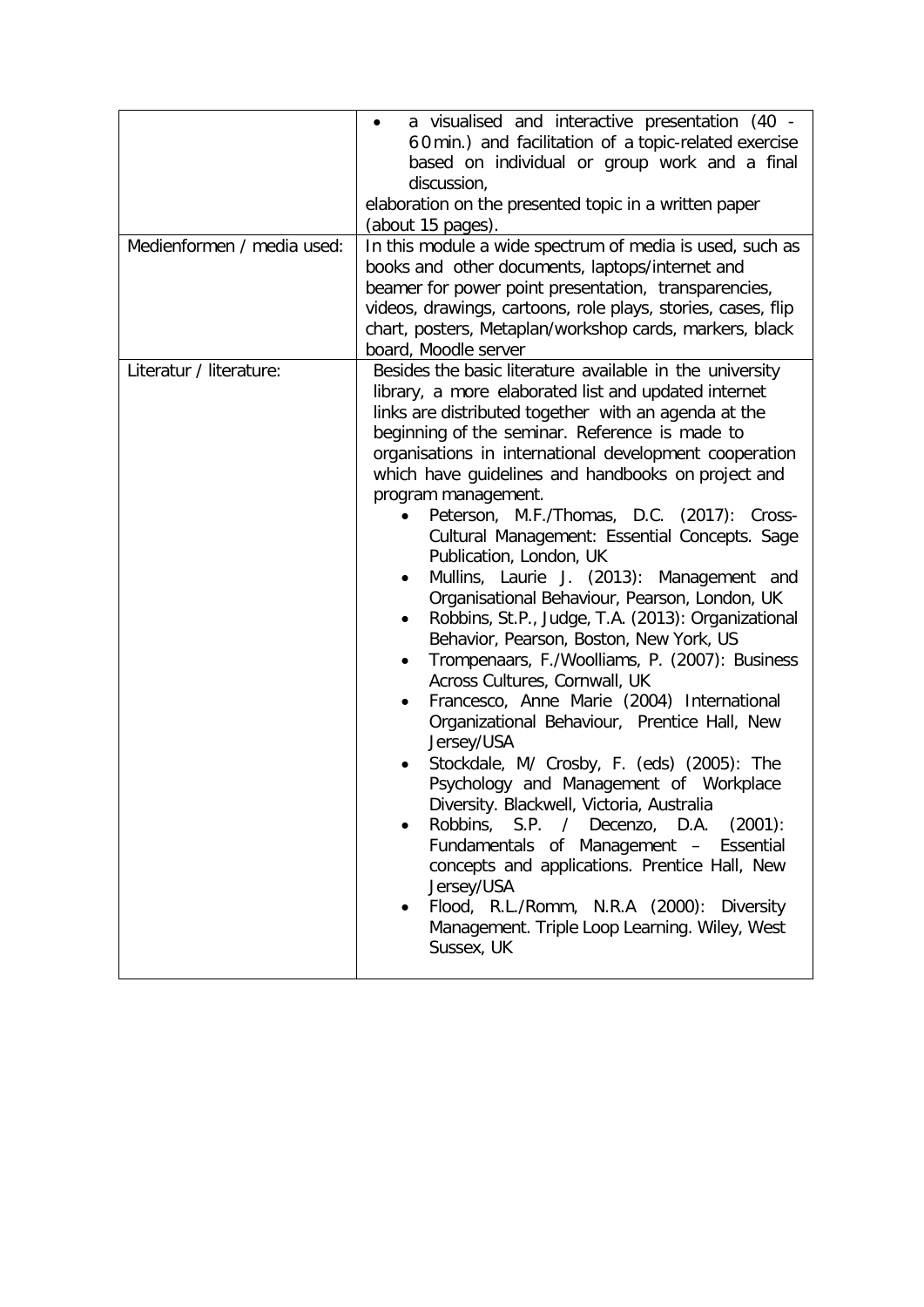| | |
|---|---|
| | • a visualised and interactive presentation (40 - 60 min.) and facilitation of a topic-related exercise based on individual or group work and a final discussion,<br>elaboration on the presented topic in a written paper (about 15 pages). |
| Medienformen / media used: | In this module a wide spectrum of media is used, such as books and other documents, laptops/internet and beamer for power point presentation, transparencies, videos, drawings, cartoons, role plays, stories, cases, flip chart, posters, Metaplan/workshop cards, markers, black board, Moodle server |
| Literatur / literature: | Besides the basic literature available in the university library, a more elaborated list and updated internet links are distributed together with an agenda at the beginning of the seminar. Reference is made to organisations in international development cooperation which have guidelines and handbooks on project and program management.<br>• Peterson, M.F./Thomas, D.C. (2017): Cross-Cultural Management: Essential Concepts. Sage Publication, London, UK<br>• Mullins, Laurie J. (2013): Management and Organisational Behaviour, Pearson, London, UK<br>• Robbins, St.P., Judge, T.A. (2013): Organizational Behavior, Pearson, Boston, New York, US<br>• Trompenaars, F./Woolliams, P. (2007): Business Across Cultures, Cornwall, UK<br>• Francesco, Anne Marie (2004) International Organizational Behaviour, Prentice Hall, New Jersey/USA<br>• Stockdale, M/ Crosby, F. (eds) (2005): The Psychology and Management of Workplace Diversity. Blackwell, Victoria, Australia<br>• Robbins, S.P. / Decenzo, D.A. (2001): Fundamentals of Management – Essential concepts and applications. Prentice Hall, New Jersey/USA<br>• Flood, R.L./Romm, N.R.A (2000): Diversity Management. Triple Loop Learning. Wiley, West Sussex, UK |